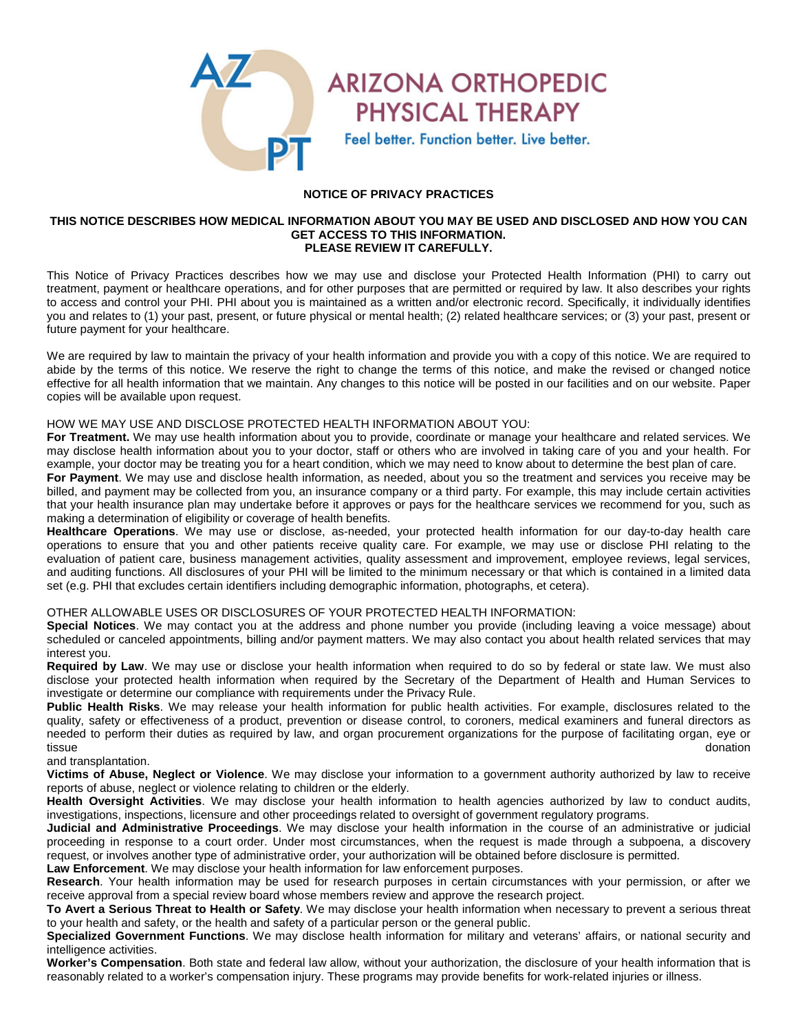ARIZONA ORTHOPEDIC PHYSICAL THERAPY

Feel better. Function better. Live better.

# NOTICE OF PRIVACY PRACTICES

**THIS NOTICE DESCRIBES HOW MEDICAL INFORMATION ABOUT YOU MAY BE USED AND DISCLOSED AND HOW YOU CAN GET ACCESS TO THIS INFORMATION.**
**PLEASE REVIEW IT CAREFULLY.**

This Notice of Privacy Practices describes how we may use and disclose your Protected Health Information (PHI) to carry out treatment, payment or healthcare operations, and for other purposes that are permitted or required by law. It also describes your rights to access and control your PHI. PHI about you is maintained as a written and/or electronic record. Specifically, it individually identifies you and relates to (1) your past, present, or future physical or mental health; (2) related healthcare services; or (3) your past, present or future payment for your healthcare.

We are required by law to maintain the privacy of your health information and provide you with a copy of this notice. We are required to abide by the terms of this notice. We reserve the right to change the terms of this notice, and make the revised or changed notice effective for all health information that we maintain. Any changes to this notice will be posted in our facilities and on our website. Paper copies will be available upon request.

HOW WE MAY USE AND DISCLOSE PROTECTED HEALTH INFORMATION ABOUT YOU:

**For Treatment.** We may use health information about you to provide, coordinate or manage your healthcare and related services. We may disclose health information about you to your doctor, staff or others who are involved in taking care of you and your health. For example, your doctor may be treating you for a heart condition, which we may need to know about to determine the best plan of care.

**For Payment**. We may use and disclose health information, as needed, about you so the treatment and services you receive may be billed, and payment may be collected from you, an insurance company or a third party. For example, this may include certain activities that your health insurance plan may undertake before it approves or pays for the healthcare services we recommend for you, such as making a determination of eligibility or coverage of health benefits.

**Healthcare Operations**. We may use or disclose, as-needed, your protected health information for our day-to-day health care operations to ensure that you and other patients receive quality care. For example, we may use or disclose PHI relating to the evaluation of patient care, business management activities, quality assessment and improvement, employee reviews, legal services, and auditing functions. All disclosures of your PHI will be limited to the minimum necessary or that which is contained in a limited data set (e.g. PHI that excludes certain identifiers including demographic information, photographs, et cetera).

OTHER ALLOWABLE USES OR DISCLOSURES OF YOUR PROTECTED HEALTH INFORMATION:

**Special Notices**. We may contact you at the address and phone number you provide (including leaving a voice message) about scheduled or canceled appointments, billing and/or payment matters. We may also contact you about health related services that may interest you.

**Required by Law**. We may use or disclose your health information when required to do so by federal or state law. We must also disclose your protected health information when required by the Secretary of the Department of Health and Human Services to investigate or determine our compliance with requirements under the Privacy Rule.

**Public Health Risks**. We may release your health information for public health activities. For example, disclosures related to the quality, safety or effectiveness of a product, prevention or disease control, to coroners, medical examiners and funeral directors as needed to perform their duties as required by law, and organ procurement organizations for the purpose of facilitating organ, eye or tissue donation and transplantation.

**Victims of Abuse, Neglect or Violence**. We may disclose your information to a government authority authorized by law to receive reports of abuse, neglect or violence relating to children or the elderly.

**Health Oversight Activities**. We may disclose your health information to health agencies authorized by law to conduct audits, investigations, inspections, licensure and other proceedings related to oversight of government regulatory programs.

**Judicial and Administrative Proceedings**. We may disclose your health information in the course of an administrative or judicial proceeding in response to a court order. Under most circumstances, when the request is made through a subpoena, a discovery request, or involves another type of administrative order, your authorization will be obtained before disclosure is permitted.

**Law Enforcement**. We may disclose your health information for law enforcement purposes.

**Research**. Your health information may be used for research purposes in certain circumstances with your permission, or after we receive approval from a special review board whose members review and approve the research project.

**To Avert a Serious Threat to Health or Safety**. We may disclose your health information when necessary to prevent a serious threat to your health and safety, or the health and safety of a particular person or the general public.

**Specialized Government Functions**. We may disclose health information for military and veterans' affairs, or national security and intelligence activities.

**Worker's Compensation**. Both state and federal law allow, without your authorization, the disclosure of your health information that is reasonably related to a worker's compensation injury. These programs may provide benefits for work-related injuries or illness.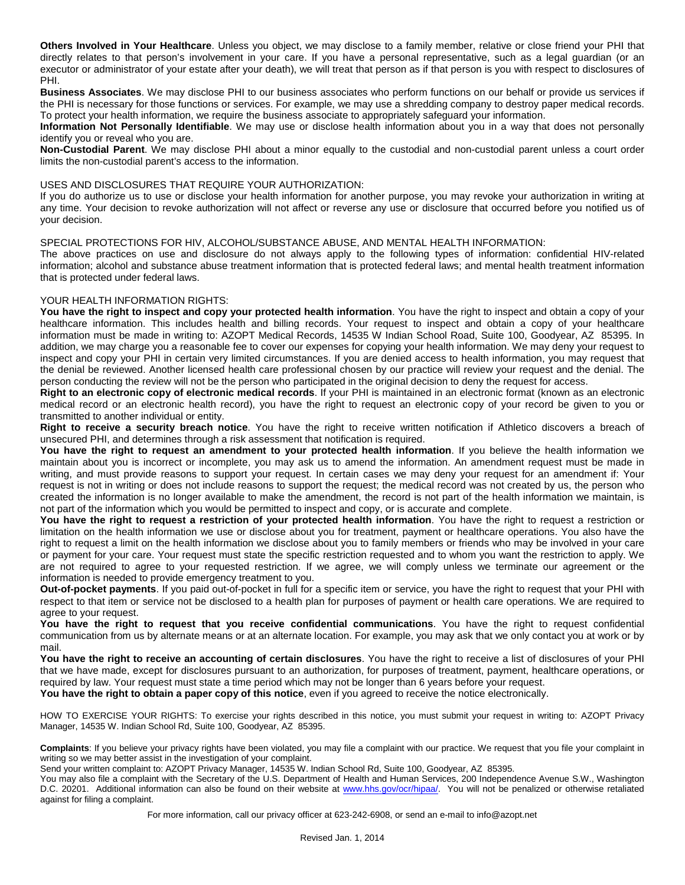**Others Involved in Your Healthcare**. Unless you object, we may disclose to a family member, relative or close friend your PHI that directly relates to that person's involvement in your care. If you have a personal representative, such as a legal guardian (or an executor or administrator of your estate after your death), we will treat that person as if that person is you with respect to disclosures of PHI.

**Business Associates**. We may disclose PHI to our business associates who perform functions on our behalf or provide us services if the PHI is necessary for those functions or services. For example, we may use a shredding company to destroy paper medical records. To protect your health information, we require the business associate to appropriately safeguard your information.

**Information Not Personally Identifiable**. We may use or disclose health information about you in a way that does not personally identify you or reveal who you are.

**Non-Custodial Parent**. We may disclose PHI about a minor equally to the custodial and non-custodial parent unless a court order limits the non-custodial parent's access to the information.

USES AND DISCLOSURES THAT REQUIRE YOUR AUTHORIZATION:

If you do authorize us to use or disclose your health information for another purpose, you may revoke your authorization in writing at any time. Your decision to revoke authorization will not affect or reverse any use or disclosure that occurred before you notified us of your decision.

SPECIAL PROTECTIONS FOR HIV, ALCOHOL/SUBSTANCE ABUSE, AND MENTAL HEALTH INFORMATION:

The above practices on use and disclosure do not always apply to the following types of information: confidential HIV-related information; alcohol and substance abuse treatment information that is protected federal laws; and mental health treatment information that is protected under federal laws.

YOUR HEALTH INFORMATION RIGHTS:

**You have the right to inspect and copy your protected health information**. You have the right to inspect and obtain a copy of your healthcare information. This includes health and billing records. Your request to inspect and obtain a copy of your healthcare information must be made in writing to: AZOPT Medical Records, 14535 W Indian School Road, Suite 100, Goodyear, AZ 85395. In addition, we may charge you a reasonable fee to cover our expenses for copying your health information. We may deny your request to inspect and copy your PHI in certain very limited circumstances. If you are denied access to health information, you may request that the denial be reviewed. Another licensed health care professional chosen by our practice will review your request and the denial. The person conducting the review will not be the person who participated in the original decision to deny the request for access.

**Right to an electronic copy of electronic medical records**. If your PHI is maintained in an electronic format (known as an electronic medical record or an electronic health record), you have the right to request an electronic copy of your record be given to you or transmitted to another individual or entity.

**Right to receive a security breach notice**. You have the right to receive written notification if Athletico discovers a breach of unsecured PHI, and determines through a risk assessment that notification is required.

**You have the right to request an amendment to your protected health information**. If you believe the health information we maintain about you is incorrect or incomplete, you may ask us to amend the information. An amendment request must be made in writing, and must provide reasons to support your request. In certain cases we may deny your request for an amendment if: Your request is not in writing or does not include reasons to support the request; the medical record was not created by us, the person who created the information is no longer available to make the amendment, the record is not part of the health information we maintain, is not part of the information which you would be permitted to inspect and copy, or is accurate and complete.

**You have the right to request a restriction of your protected health information**. You have the right to request a restriction or limitation on the health information we use or disclose about you for treatment, payment or healthcare operations. You also have the right to request a limit on the health information we disclose about you to family members or friends who may be involved in your care or payment for your care. Your request must state the specific restriction requested and to whom you want the restriction to apply. We are not required to agree to your requested restriction. If we agree, we will comply unless we terminate our agreement or the information is needed to provide emergency treatment to you.

**Out-of-pocket payments**. If you paid out-of-pocket in full for a specific item or service, you have the right to request that your PHI with respect to that item or service not be disclosed to a health plan for purposes of payment or health care operations. We are required to agree to your request.

**You have the right to request that you receive confidential communications**. You have the right to request confidential communication from us by alternate means or at an alternate location. For example, you may ask that we only contact you at work or by mail.

**You have the right to receive an accounting of certain disclosures**. You have the right to receive a list of disclosures of your PHI that we have made, except for disclosures pursuant to an authorization, for purposes of treatment, payment, healthcare operations, or required by law. Your request must state a time period which may not be longer than 6 years before your request.

**You have the right to obtain a paper copy of this notice**, even if you agreed to receive the notice electronically.

HOW TO EXERCISE YOUR RIGHTS: To exercise your rights described in this notice, you must submit your request in writing to: AZOPT Privacy Manager, 14535 W. Indian School Rd, Suite 100, Goodyear, AZ 85395.

**Complaints**: If you believe your privacy rights have been violated, you may file a complaint with our practice. We request that you file your complaint in writing so we may better assist in the investigation of your complaint.

Send your written complaint to: AZOPT Privacy Manager, 14535 W. Indian School Rd, Suite 100, Goodyear, AZ 85395.

You may also file a complaint with the Secretary of the U.S. Department of Health and Human Services, 200 Independence Avenue S.W., Washington D.C. 20201. Additional information can also be found on their website at www.hhs.gov/ocr/hipaa/. You will not be penalized or otherwise retaliated against for filing a complaint.

For more information, call our privacy officer at 623-242-6908, or send an e-mail to info@azopt.net

Revised Jan. 1, 2014